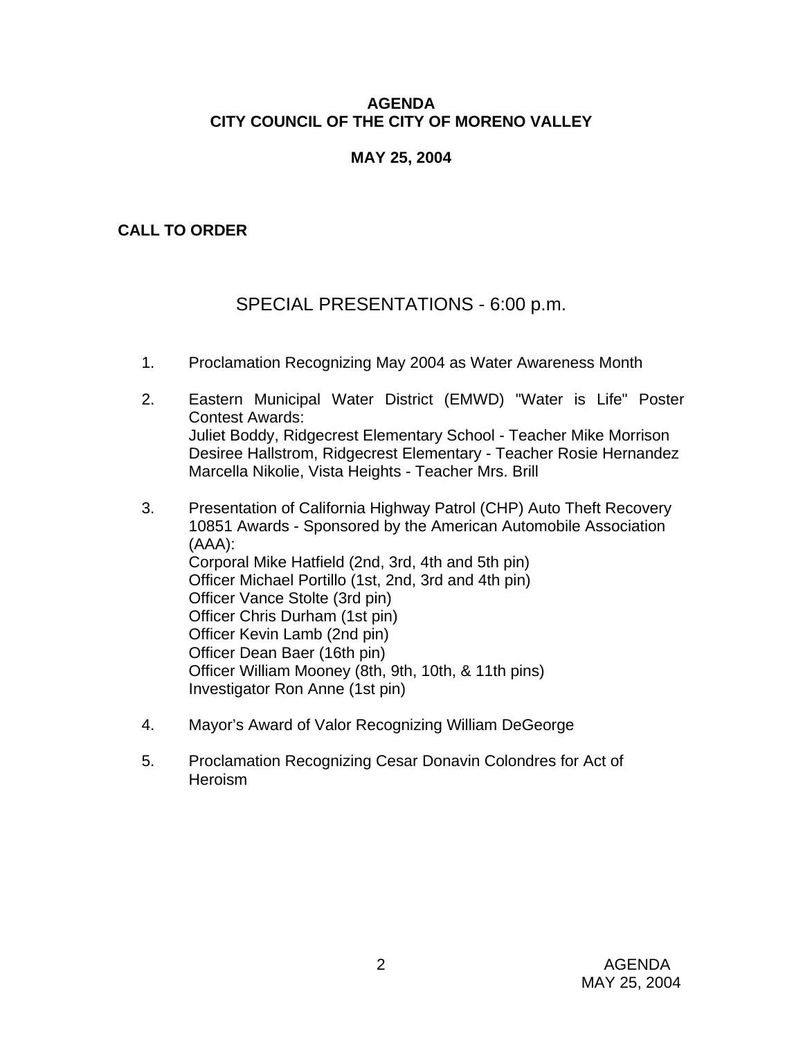# AGENDA
# CITY COUNCIL OF THE CITY OF MORENO VALLEY

## MAY 25, 2004

**CALL TO ORDER**

## SPECIAL PRESENTATIONS - 6:00 p.m.

1. Proclamation Recognizing May 2004 as Water Awareness Month

2. Eastern Municipal Water District (EMWD) "Water is Life" Poster Contest Awards:
   Juliet Boddy, Ridgecrest Elementary School - Teacher Mike Morrison
   Desiree Hallstrom, Ridgecrest Elementary - Teacher Rosie Hernandez
   Marcella Nikolie, Vista Heights - Teacher Mrs. Brill

3. Presentation of California Highway Patrol (CHP) Auto Theft Recovery 10851 Awards - Sponsored by the American Automobile Association (AAA):
   Corporal Mike Hatfield (2nd, 3rd, 4th and 5th pin)
   Officer Michael Portillo (1st, 2nd, 3rd and 4th pin)
   Officer Vance Stolte (3rd pin)
   Officer Chris Durham (1st pin)
   Officer Kevin Lamb (2nd pin)
   Officer Dean Baer (16th pin)
   Officer William Mooney (8th, 9th, 10th, & 11th pins)
   Investigator Ron Anne (1st pin)

4. Mayor's Award of Valor Recognizing William DeGeorge

5. Proclamation Recognizing Cesar Donavin Colondres for Act of Heroism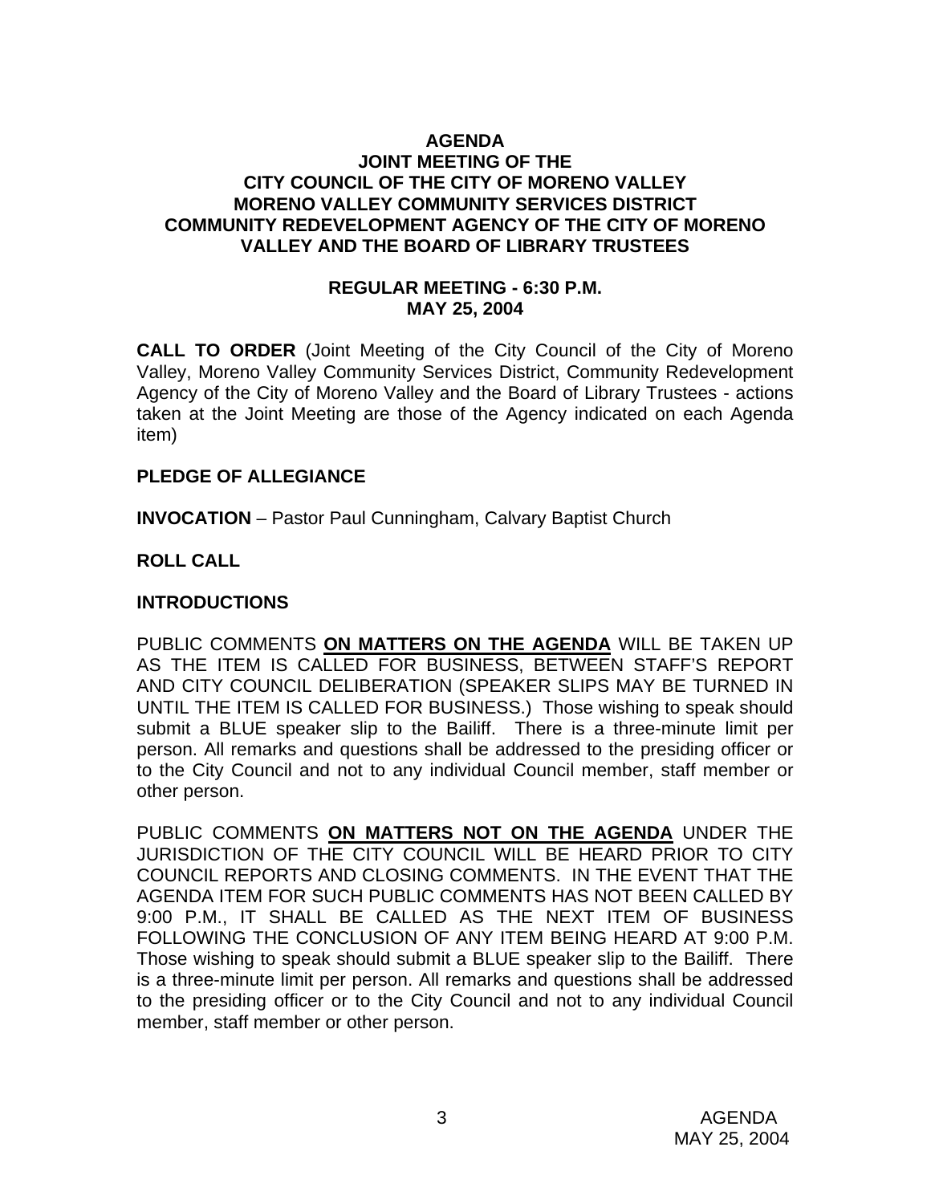**AGENDA**
**JOINT MEETING OF THE**
**CITY COUNCIL OF THE CITY OF MORENO VALLEY**
**MORENO VALLEY COMMUNITY SERVICES DISTRICT**
**COMMUNITY REDEVELOPMENT AGENCY OF THE CITY OF MORENO VALLEY AND THE BOARD OF LIBRARY TRUSTEES**

**REGULAR MEETING - 6:30 P.M.**
**MAY 25, 2004**

**CALL TO ORDER** (Joint Meeting of the City Council of the City of Moreno Valley, Moreno Valley Community Services District, Community Redevelopment Agency of the City of Moreno Valley and the Board of Library Trustees - actions taken at the Joint Meeting are those of the Agency indicated on each Agenda item)

**PLEDGE OF ALLEGIANCE**

**INVOCATION** – Pastor Paul Cunningham, Calvary Baptist Church

**ROLL CALL**

**INTRODUCTIONS**

PUBLIC COMMENTS **ON MATTERS ON THE AGENDA** WILL BE TAKEN UP AS THE ITEM IS CALLED FOR BUSINESS, BETWEEN STAFF'S REPORT AND CITY COUNCIL DELIBERATION (SPEAKER SLIPS MAY BE TURNED IN UNTIL THE ITEM IS CALLED FOR BUSINESS.) Those wishing to speak should submit a BLUE speaker slip to the Bailiff. There is a three-minute limit per person. All remarks and questions shall be addressed to the presiding officer or to the City Council and not to any individual Council member, staff member or other person.

PUBLIC COMMENTS **ON MATTERS NOT ON THE AGENDA** UNDER THE JURISDICTION OF THE CITY COUNCIL WILL BE HEARD PRIOR TO CITY COUNCIL REPORTS AND CLOSING COMMENTS. IN THE EVENT THAT THE AGENDA ITEM FOR SUCH PUBLIC COMMENTS HAS NOT BEEN CALLED BY 9:00 P.M., IT SHALL BE CALLED AS THE NEXT ITEM OF BUSINESS FOLLOWING THE CONCLUSION OF ANY ITEM BEING HEARD AT 9:00 P.M. Those wishing to speak should submit a BLUE speaker slip to the Bailiff. There is a three-minute limit per person. All remarks and questions shall be addressed to the presiding officer or to the City Council and not to any individual Council member, staff member or other person.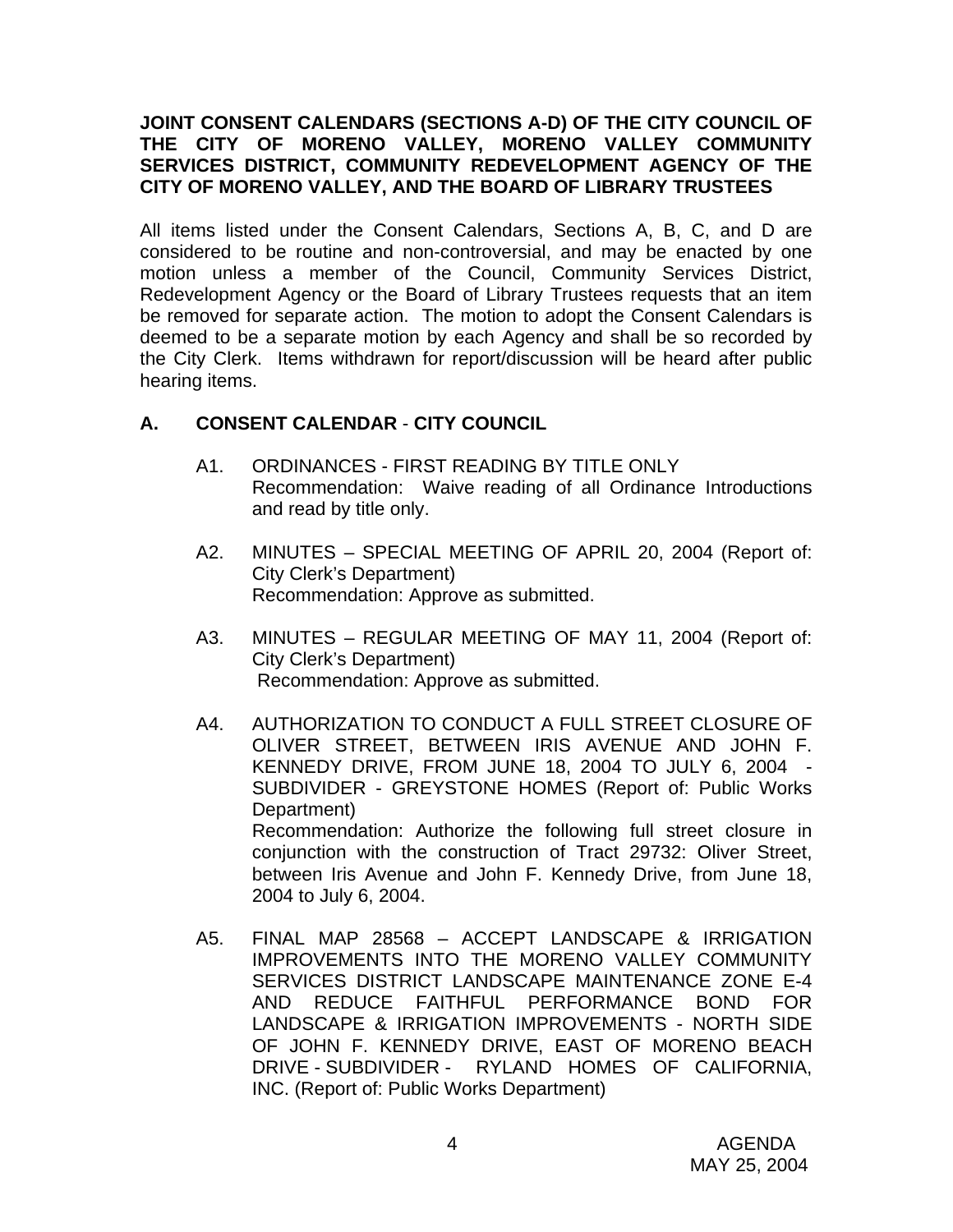**JOINT CONSENT CALENDARS (SECTIONS A-D) OF THE CITY COUNCIL OF THE CITY OF MORENO VALLEY, MORENO VALLEY COMMUNITY SERVICES DISTRICT, COMMUNITY REDEVELOPMENT AGENCY OF THE CITY OF MORENO VALLEY, AND THE BOARD OF LIBRARY TRUSTEES**

All items listed under the Consent Calendars, Sections A, B, C, and D are considered to be routine and non-controversial, and may be enacted by one motion unless a member of the Council, Community Services District, Redevelopment Agency or the Board of Library Trustees requests that an item be removed for separate action. The motion to adopt the Consent Calendars is deemed to be a separate motion by each Agency and shall be so recorded by the City Clerk. Items withdrawn for report/discussion will be heard after public hearing items.

## A. CONSENT CALENDAR - CITY COUNCIL

A1. ORDINANCES - FIRST READING BY TITLE ONLY
Recommendation: Waive reading of all Ordinance Introductions and read by title only.

A2. MINUTES – SPECIAL MEETING OF APRIL 20, 2004 (Report of: City Clerk's Department)
Recommendation: Approve as submitted.

A3. MINUTES – REGULAR MEETING OF MAY 11, 2004 (Report of: City Clerk's Department)
Recommendation: Approve as submitted.

A4. AUTHORIZATION TO CONDUCT A FULL STREET CLOSURE OF OLIVER STREET, BETWEEN IRIS AVENUE AND JOHN F. KENNEDY DRIVE, FROM JUNE 18, 2004 TO JULY 6, 2004 - SUBDIVIDER - GREYSTONE HOMES (Report of: Public Works Department)
Recommendation: Authorize the following full street closure in conjunction with the construction of Tract 29732: Oliver Street, between Iris Avenue and John F. Kennedy Drive, from June 18, 2004 to July 6, 2004.

A5. FINAL MAP 28568 – ACCEPT LANDSCAPE & IRRIGATION IMPROVEMENTS INTO THE MORENO VALLEY COMMUNITY SERVICES DISTRICT LANDSCAPE MAINTENANCE ZONE E-4 AND REDUCE FAITHFUL PERFORMANCE BOND FOR LANDSCAPE & IRRIGATION IMPROVEMENTS - NORTH SIDE OF JOHN F. KENNEDY DRIVE, EAST OF MORENO BEACH DRIVE - SUBDIVIDER - RYLAND HOMES OF CALIFORNIA, INC. (Report of: Public Works Department)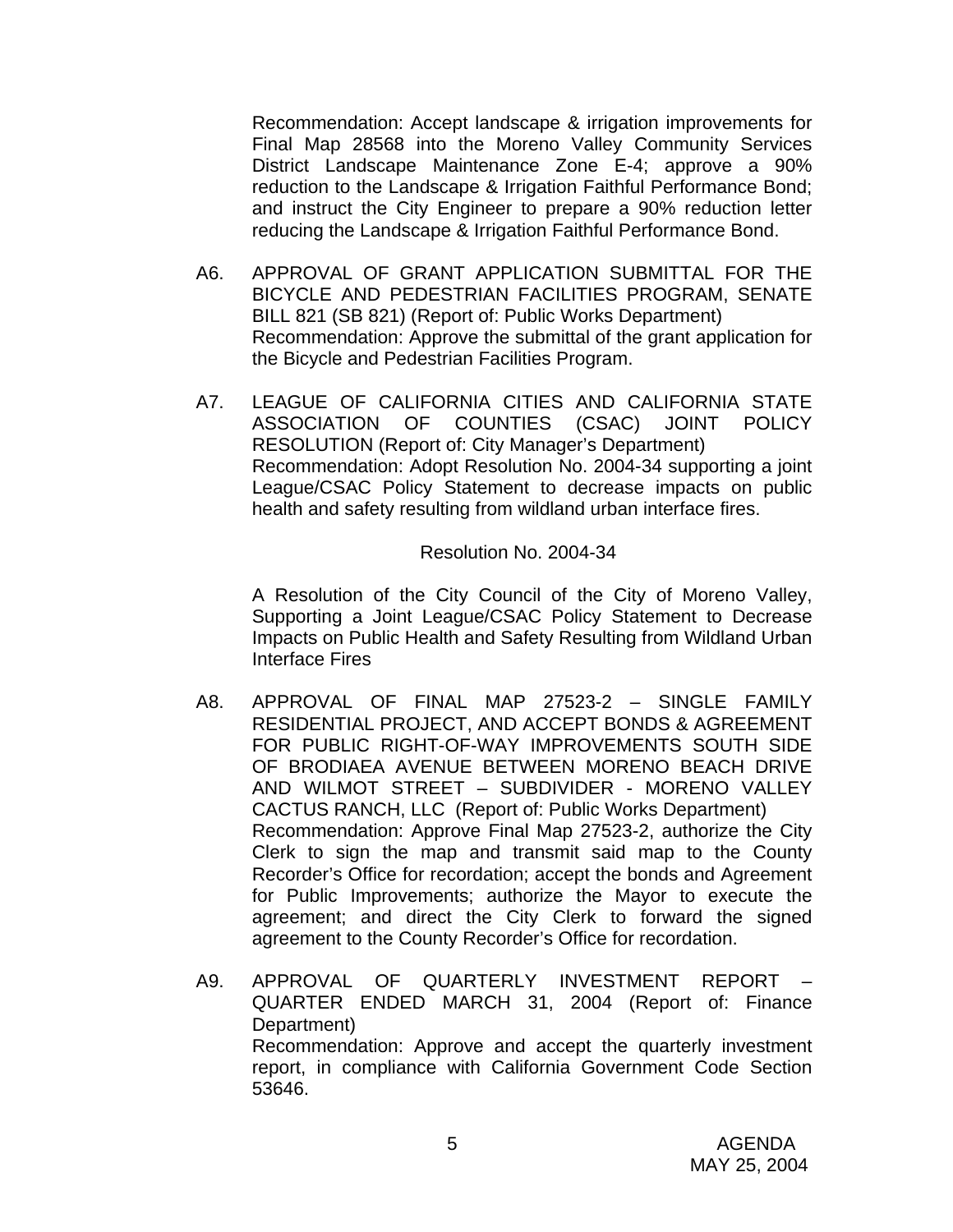Recommendation: Accept landscape & irrigation improvements for Final Map 28568 into the Moreno Valley Community Services District Landscape Maintenance Zone E-4; approve a 90% reduction to the Landscape & Irrigation Faithful Performance Bond; and instruct the City Engineer to prepare a 90% reduction letter reducing the Landscape & Irrigation Faithful Performance Bond.

A6. APPROVAL OF GRANT APPLICATION SUBMITTAL FOR THE BICYCLE AND PEDESTRIAN FACILITIES PROGRAM, SENATE BILL 821 (SB 821) (Report of: Public Works Department)
Recommendation: Approve the submittal of the grant application for the Bicycle and Pedestrian Facilities Program.

A7. LEAGUE OF CALIFORNIA CITIES AND CALIFORNIA STATE ASSOCIATION OF COUNTIES (CSAC) JOINT POLICY RESOLUTION (Report of: City Manager's Department)
Recommendation: Adopt Resolution No. 2004-34 supporting a joint League/CSAC Policy Statement to decrease impacts on public health and safety resulting from wildland urban interface fires.

Resolution No. 2004-34

A Resolution of the City Council of the City of Moreno Valley, Supporting a Joint League/CSAC Policy Statement to Decrease Impacts on Public Health and Safety Resulting from Wildland Urban Interface Fires

A8. APPROVAL OF FINAL MAP 27523-2 – SINGLE FAMILY RESIDENTIAL PROJECT, AND ACCEPT BONDS & AGREEMENT FOR PUBLIC RIGHT-OF-WAY IMPROVEMENTS SOUTH SIDE OF BRODIAEA AVENUE BETWEEN MORENO BEACH DRIVE AND WILMOT STREET – SUBDIVIDER - MORENO VALLEY CACTUS RANCH, LLC (Report of: Public Works Department)
Recommendation: Approve Final Map 27523-2, authorize the City Clerk to sign the map and transmit said map to the County Recorder's Office for recordation; accept the bonds and Agreement for Public Improvements; authorize the Mayor to execute the agreement; and direct the City Clerk to forward the signed agreement to the County Recorder's Office for recordation.

A9. APPROVAL OF QUARTERLY INVESTMENT REPORT – QUARTER ENDED MARCH 31, 2004 (Report of: Finance Department)
Recommendation: Approve and accept the quarterly investment report, in compliance with California Government Code Section 53646.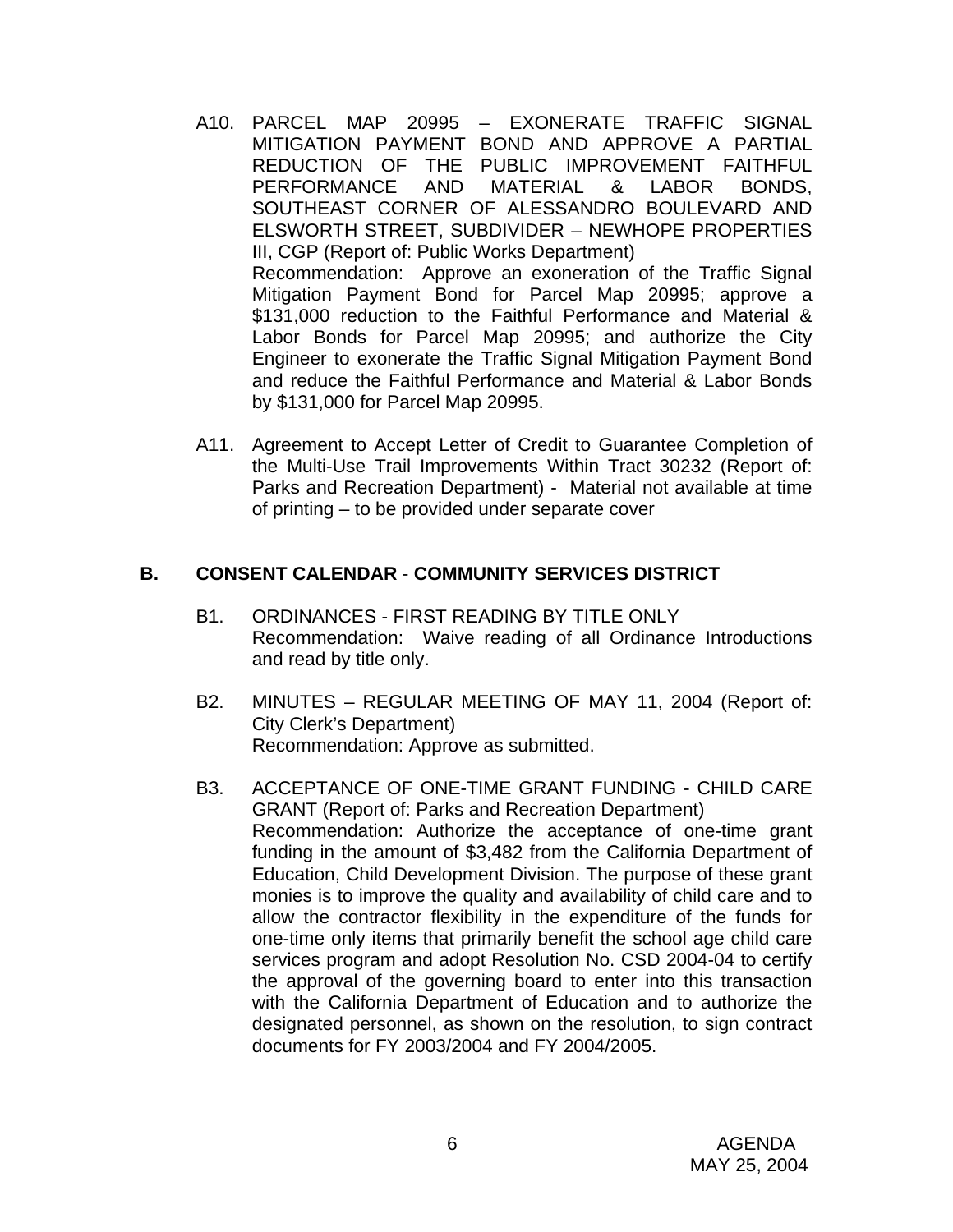A10. PARCEL MAP 20995 – EXONERATE TRAFFIC SIGNAL MITIGATION PAYMENT BOND AND APPROVE A PARTIAL REDUCTION OF THE PUBLIC IMPROVEMENT FAITHFUL PERFORMANCE AND MATERIAL & LABOR BONDS, SOUTHEAST CORNER OF ALESSANDRO BOULEVARD AND ELSWORTH STREET, SUBDIVIDER – NEWHOPE PROPERTIES III, CGP (Report of: Public Works Department)
Recommendation: Approve an exoneration of the Traffic Signal Mitigation Payment Bond for Parcel Map 20995; approve a $131,000 reduction to the Faithful Performance and Material & Labor Bonds for Parcel Map 20995; and authorize the City Engineer to exonerate the Traffic Signal Mitigation Payment Bond and reduce the Faithful Performance and Material & Labor Bonds by $131,000 for Parcel Map 20995.

A11. Agreement to Accept Letter of Credit to Guarantee Completion of the Multi-Use Trail Improvements Within Tract 30232 (Report of: Parks and Recreation Department) - Material not available at time of printing – to be provided under separate cover

## B. CONSENT CALENDAR - COMMUNITY SERVICES DISTRICT

B1. ORDINANCES - FIRST READING BY TITLE ONLY
Recommendation: Waive reading of all Ordinance Introductions and read by title only.

B2. MINUTES – REGULAR MEETING OF MAY 11, 2004 (Report of: City Clerk's Department)
Recommendation: Approve as submitted.

B3. ACCEPTANCE OF ONE-TIME GRANT FUNDING - CHILD CARE GRANT (Report of: Parks and Recreation Department)
Recommendation: Authorize the acceptance of one-time grant funding in the amount of $3,482 from the California Department of Education, Child Development Division. The purpose of these grant monies is to improve the quality and availability of child care and to allow the contractor flexibility in the expenditure of the funds for one-time only items that primarily benefit the school age child care services program and adopt Resolution No. CSD 2004-04 to certify the approval of the governing board to enter into this transaction with the California Department of Education and to authorize the designated personnel, as shown on the resolution, to sign contract documents for FY 2003/2004 and FY 2004/2005.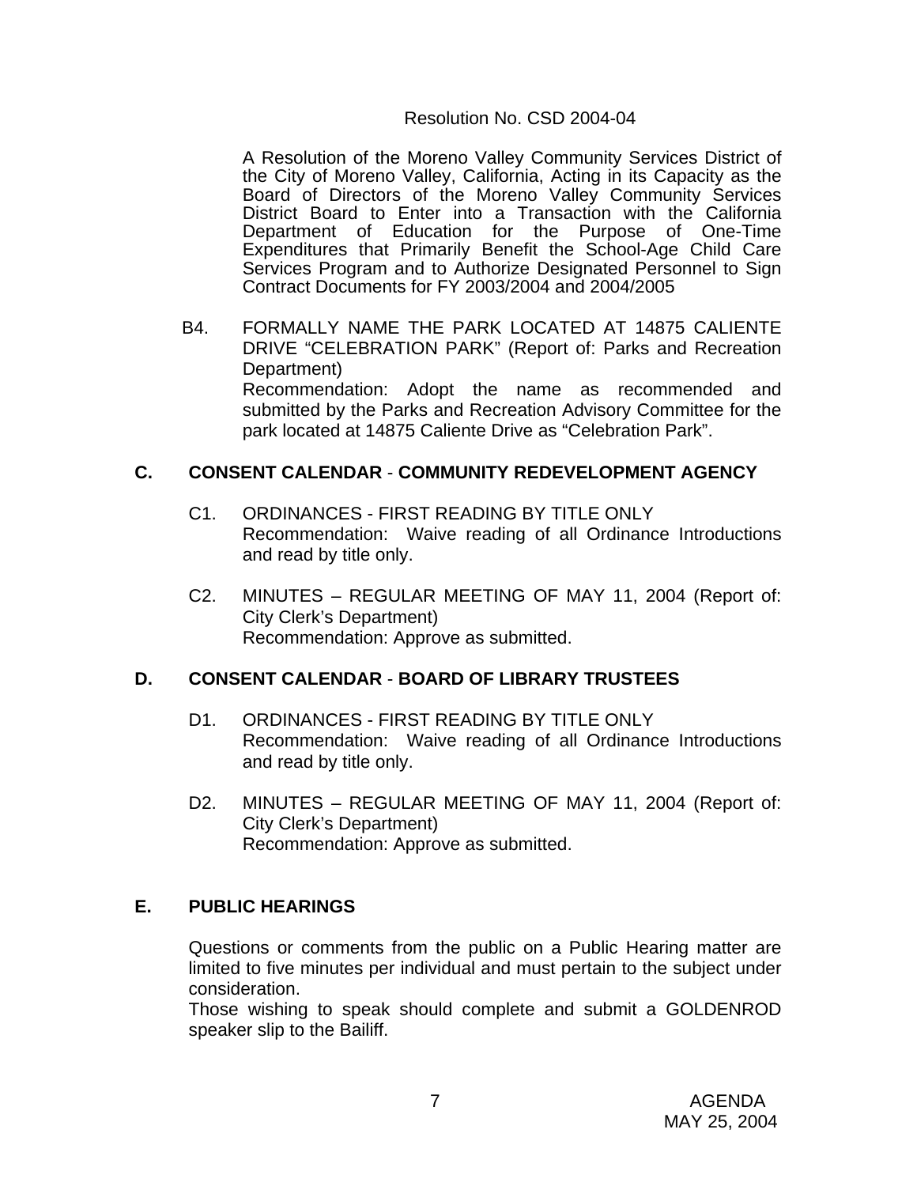Resolution No. CSD 2004-04

A Resolution of the Moreno Valley Community Services District of the City of Moreno Valley, California, Acting in its Capacity as the Board of Directors of the Moreno Valley Community Services District Board to Enter into a Transaction with the California Department of Education for the Purpose of One-Time Expenditures that Primarily Benefit the School-Age Child Care Services Program and to Authorize Designated Personnel to Sign Contract Documents for FY 2003/2004 and 2004/2005

B4. FORMALLY NAME THE PARK LOCATED AT 14875 CALIENTE DRIVE "CELEBRATION PARK" (Report of: Parks and Recreation Department)
Recommendation: Adopt the name as recommended and submitted by the Parks and Recreation Advisory Committee for the park located at 14875 Caliente Drive as "Celebration Park".

## C. CONSENT CALENDAR - COMMUNITY REDEVELOPMENT AGENCY

C1. ORDINANCES - FIRST READING BY TITLE ONLY
Recommendation: Waive reading of all Ordinance Introductions and read by title only.

C2. MINUTES – REGULAR MEETING OF MAY 11, 2004 (Report of: City Clerk's Department)
Recommendation: Approve as submitted.

## D. CONSENT CALENDAR - BOARD OF LIBRARY TRUSTEES

D1. ORDINANCES - FIRST READING BY TITLE ONLY
Recommendation: Waive reading of all Ordinance Introductions and read by title only.

D2. MINUTES – REGULAR MEETING OF MAY 11, 2004 (Report of: City Clerk's Department)
Recommendation: Approve as submitted.

## E. PUBLIC HEARINGS

Questions or comments from the public on a Public Hearing matter are limited to five minutes per individual and must pertain to the subject under consideration.
Those wishing to speak should complete and submit a GOLDENROD speaker slip to the Bailiff.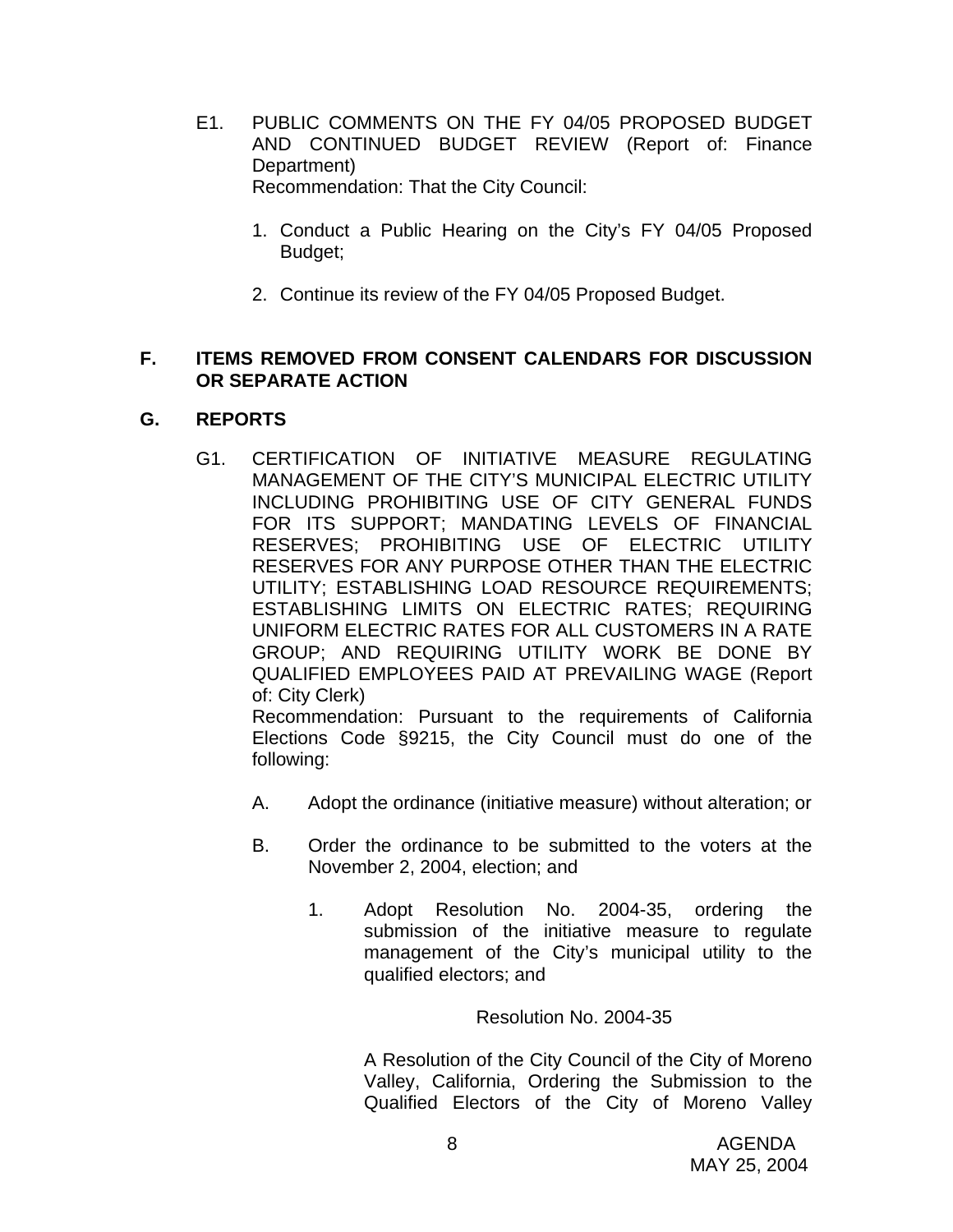E1. PUBLIC COMMENTS ON THE FY 04/05 PROPOSED BUDGET AND CONTINUED BUDGET REVIEW (Report of: Finance Department)
Recommendation: That the City Council:

1. Conduct a Public Hearing on the City's FY 04/05 Proposed Budget;

2. Continue its review of the FY 04/05 Proposed Budget.

## F. ITEMS REMOVED FROM CONSENT CALENDARS FOR DISCUSSION OR SEPARATE ACTION

## G. REPORTS

G1. CERTIFICATION OF INITIATIVE MEASURE REGULATING MANAGEMENT OF THE CITY'S MUNICIPAL ELECTRIC UTILITY INCLUDING PROHIBITING USE OF CITY GENERAL FUNDS FOR ITS SUPPORT; MANDATING LEVELS OF FINANCIAL RESERVES; PROHIBITING USE OF ELECTRIC UTILITY RESERVES FOR ANY PURPOSE OTHER THAN THE ELECTRIC UTILITY; ESTABLISHING LOAD RESOURCE REQUIREMENTS; ESTABLISHING LIMITS ON ELECTRIC RATES; REQUIRING UNIFORM ELECTRIC RATES FOR ALL CUSTOMERS IN A RATE GROUP; AND REQUIRING UTILITY WORK BE DONE BY QUALIFIED EMPLOYEES PAID AT PREVAILING WAGE (Report of: City Clerk)
Recommendation: Pursuant to the requirements of California Elections Code §9215, the City Council must do one of the following:

A. Adopt the ordinance (initiative measure) without alteration; or

B. Order the ordinance to be submitted to the voters at the November 2, 2004, election; and

1. Adopt Resolution No. 2004-35, ordering the submission of the initiative measure to regulate management of the City's municipal utility to the qualified electors; and

Resolution No. 2004-35

A Resolution of the City Council of the City of Moreno Valley, California, Ordering the Submission to the Qualified Electors of the City of Moreno Valley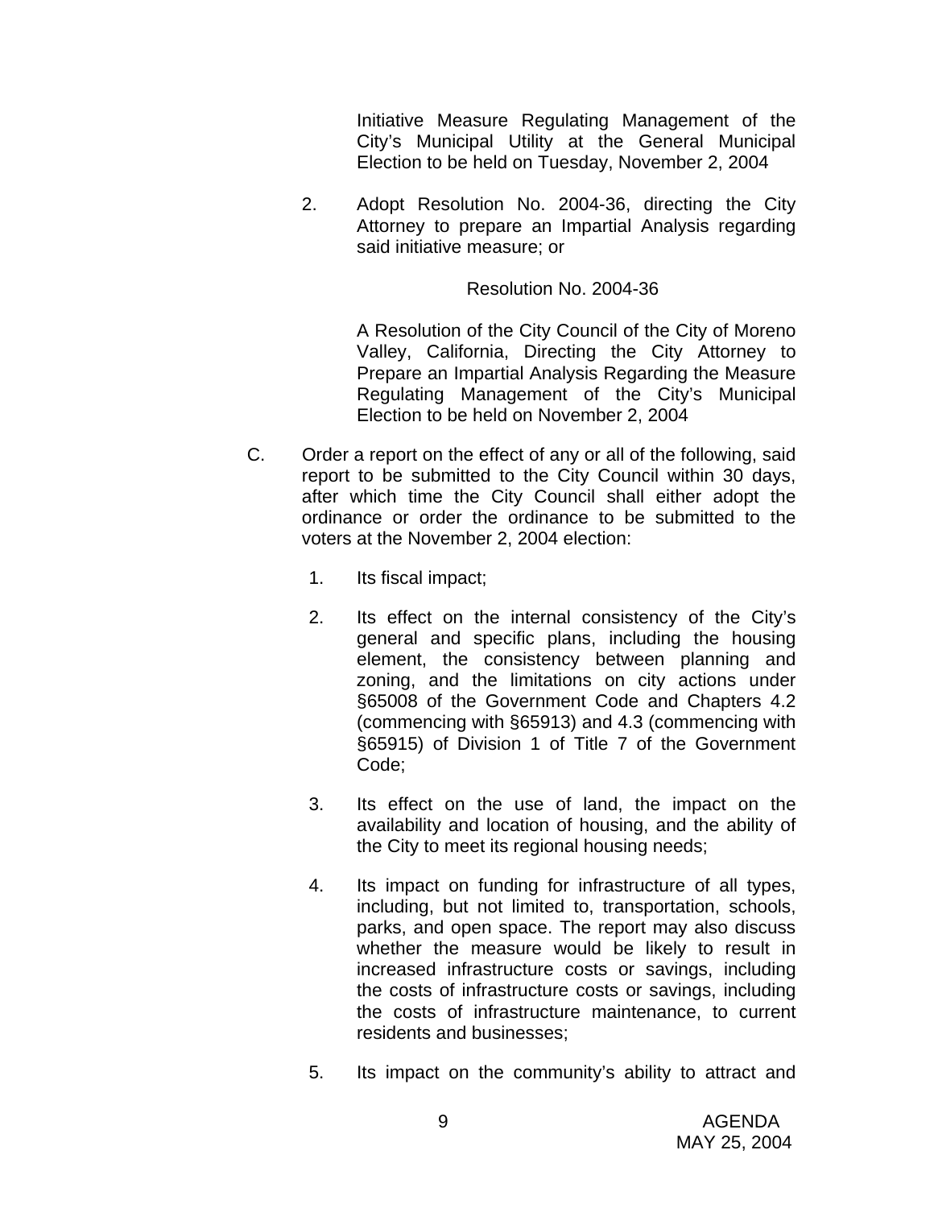Initiative Measure Regulating Management of the City's Municipal Utility at the General Municipal Election to be held on Tuesday, November 2, 2004

2. Adopt Resolution No. 2004-36, directing the City Attorney to prepare an Impartial Analysis regarding said initiative measure; or

Resolution No. 2004-36

A Resolution of the City Council of the City of Moreno Valley, California, Directing the City Attorney to Prepare an Impartial Analysis Regarding the Measure Regulating Management of the City's Municipal Election to be held on November 2, 2004

C. Order a report on the effect of any or all of the following, said report to be submitted to the City Council within 30 days, after which time the City Council shall either adopt the ordinance or order the ordinance to be submitted to the voters at the November 2, 2004 election:

1. Its fiscal impact;

2. Its effect on the internal consistency of the City's general and specific plans, including the housing element, the consistency between planning and zoning, and the limitations on city actions under §65008 of the Government Code and Chapters 4.2 (commencing with §65913) and 4.3 (commencing with §65915) of Division 1 of Title 7 of the Government Code;

3. Its effect on the use of land, the impact on the availability and location of housing, and the ability of the City to meet its regional housing needs;

4. Its impact on funding for infrastructure of all types, including, but not limited to, transportation, schools, parks, and open space. The report may also discuss whether the measure would be likely to result in increased infrastructure costs or savings, including the costs of infrastructure costs or savings, including the costs of infrastructure maintenance, to current residents and businesses;

5. Its impact on the community's ability to attract and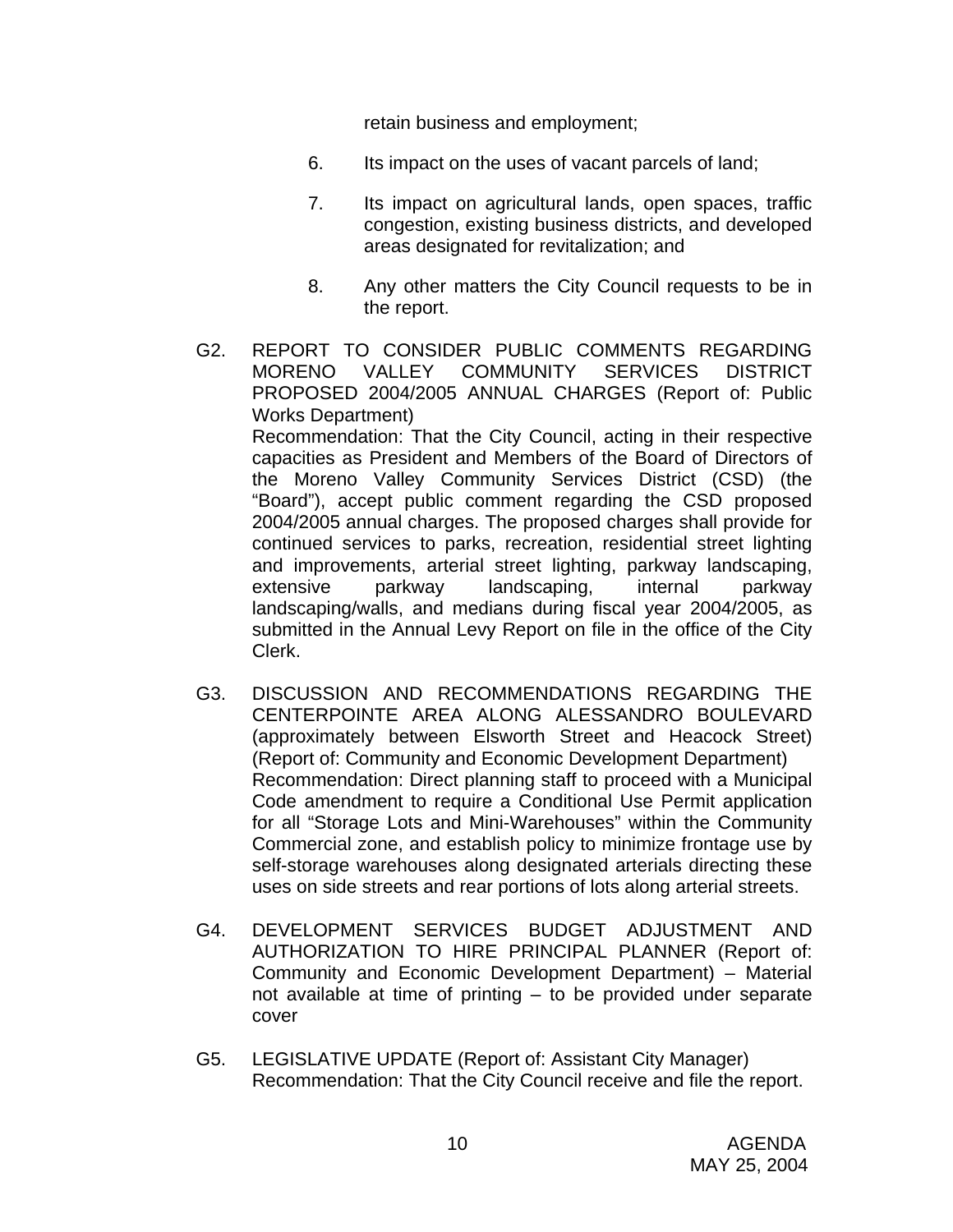retain business and employment;

6. Its impact on the uses of vacant parcels of land;

7. Its impact on agricultural lands, open spaces, traffic congestion, existing business districts, and developed areas designated for revitalization; and

8. Any other matters the City Council requests to be in the report.

G2. REPORT TO CONSIDER PUBLIC COMMENTS REGARDING MORENO VALLEY COMMUNITY SERVICES DISTRICT PROPOSED 2004/2005 ANNUAL CHARGES (Report of: Public Works Department)
Recommendation: That the City Council, acting in their respective capacities as President and Members of the Board of Directors of the Moreno Valley Community Services District (CSD) (the "Board"), accept public comment regarding the CSD proposed 2004/2005 annual charges. The proposed charges shall provide for continued services to parks, recreation, residential street lighting and improvements, arterial street lighting, parkway landscaping, extensive parkway landscaping, internal parkway landscaping/walls, and medians during fiscal year 2004/2005, as submitted in the Annual Levy Report on file in the office of the City Clerk.

G3. DISCUSSION AND RECOMMENDATIONS REGARDING THE CENTERPOINTE AREA ALONG ALESSANDRO BOULEVARD (approximately between Elsworth Street and Heacock Street) (Report of: Community and Economic Development Department)
Recommendation: Direct planning staff to proceed with a Municipal Code amendment to require a Conditional Use Permit application for all "Storage Lots and Mini-Warehouses" within the Community Commercial zone, and establish policy to minimize frontage use by self-storage warehouses along designated arterials directing these uses on side streets and rear portions of lots along arterial streets.

G4. DEVELOPMENT SERVICES BUDGET ADJUSTMENT AND AUTHORIZATION TO HIRE PRINCIPAL PLANNER (Report of: Community and Economic Development Department) – Material not available at time of printing – to be provided under separate cover

G5. LEGISLATIVE UPDATE (Report of: Assistant City Manager)
Recommendation: That the City Council receive and file the report.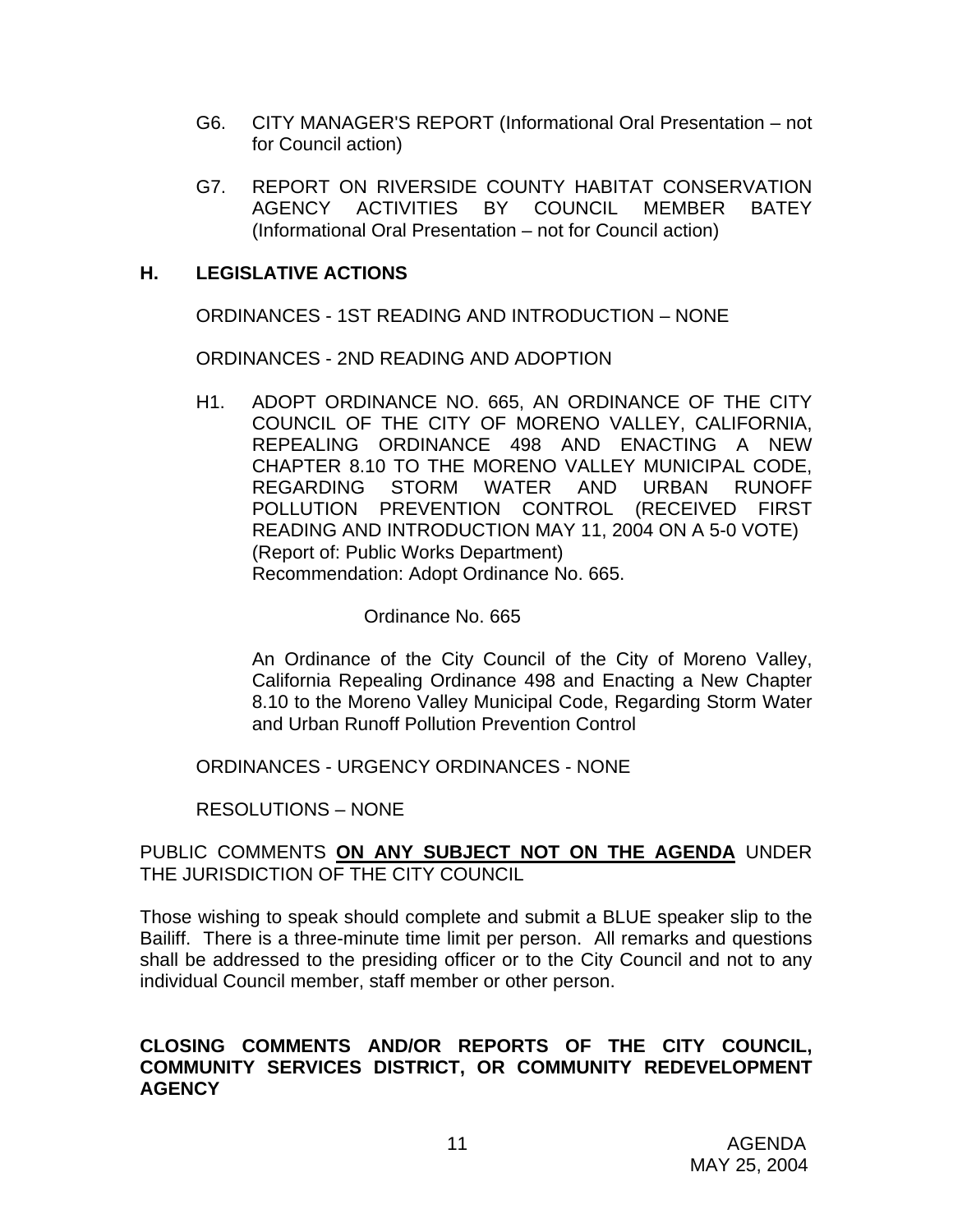G6. CITY MANAGER'S REPORT (Informational Oral Presentation – not for Council action)

G7. REPORT ON RIVERSIDE COUNTY HABITAT CONSERVATION AGENCY ACTIVITIES BY COUNCIL MEMBER BATEY (Informational Oral Presentation – not for Council action)

## H. LEGISLATIVE ACTIONS

ORDINANCES - 1ST READING AND INTRODUCTION – NONE

ORDINANCES - 2ND READING AND ADOPTION

H1. ADOPT ORDINANCE NO. 665, AN ORDINANCE OF THE CITY COUNCIL OF THE CITY OF MORENO VALLEY, CALIFORNIA, REPEALING ORDINANCE 498 AND ENACTING A NEW CHAPTER 8.10 TO THE MORENO VALLEY MUNICIPAL CODE, REGARDING STORM WATER AND URBAN RUNOFF POLLUTION PREVENTION CONTROL (RECEIVED FIRST READING AND INTRODUCTION MAY 11, 2004 ON A 5-0 VOTE)
(Report of: Public Works Department)
Recommendation: Adopt Ordinance No. 665.

Ordinance No. 665

An Ordinance of the City Council of the City of Moreno Valley, California Repealing Ordinance 498 and Enacting a New Chapter 8.10 to the Moreno Valley Municipal Code, Regarding Storm Water and Urban Runoff Pollution Prevention Control

ORDINANCES - URGENCY ORDINANCES - NONE

RESOLUTIONS – NONE

PUBLIC COMMENTS **ON ANY SUBJECT NOT ON THE AGENDA** UNDER THE JURISDICTION OF THE CITY COUNCIL

Those wishing to speak should complete and submit a BLUE speaker slip to the Bailiff. There is a three-minute time limit per person. All remarks and questions shall be addressed to the presiding officer or to the City Council and not to any individual Council member, staff member or other person.

**CLOSING COMMENTS AND/OR REPORTS OF THE CITY COUNCIL, COMMUNITY SERVICES DISTRICT, OR COMMUNITY REDEVELOPMENT AGENCY**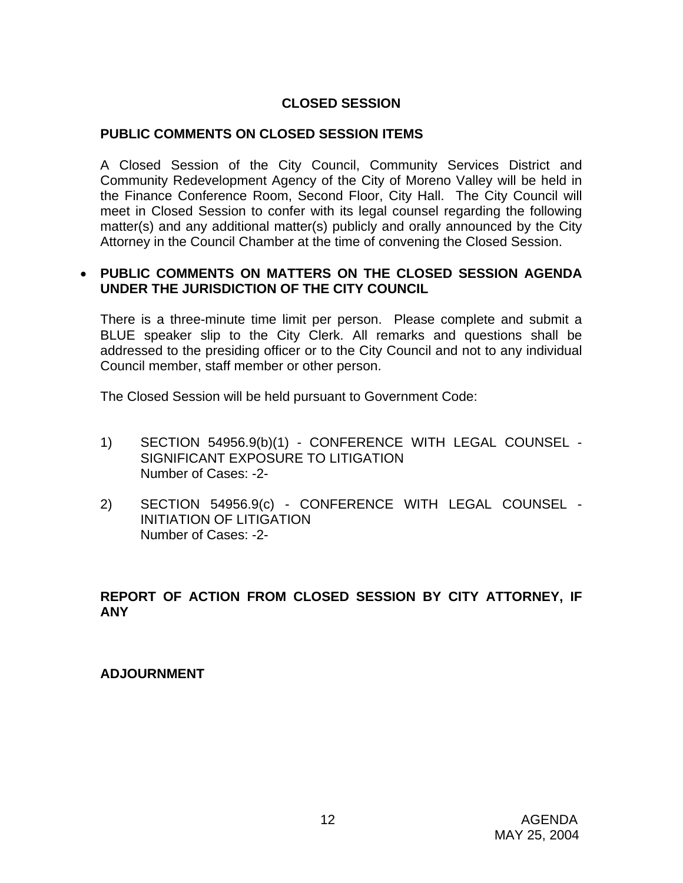## CLOSED SESSION

**PUBLIC COMMENTS ON CLOSED SESSION ITEMS**

A Closed Session of the City Council, Community Services District and Community Redevelopment Agency of the City of Moreno Valley will be held in the Finance Conference Room, Second Floor, City Hall. The City Council will meet in Closed Session to confer with its legal counsel regarding the following matter(s) and any additional matter(s) publicly and orally announced by the City Attorney in the Council Chamber at the time of convening the Closed Session.

- **PUBLIC COMMENTS ON MATTERS ON THE CLOSED SESSION AGENDA UNDER THE JURISDICTION OF THE CITY COUNCIL**

There is a three-minute time limit per person. Please complete and submit a BLUE speaker slip to the City Clerk. All remarks and questions shall be addressed to the presiding officer or to the City Council and not to any individual Council member, staff member or other person.

The Closed Session will be held pursuant to Government Code:

1) SECTION 54956.9(b)(1) - CONFERENCE WITH LEGAL COUNSEL - SIGNIFICANT EXPOSURE TO LITIGATION
   Number of Cases: -2-

2) SECTION 54956.9(c) - CONFERENCE WITH LEGAL COUNSEL - INITIATION OF LITIGATION
   Number of Cases: -2-

**REPORT OF ACTION FROM CLOSED SESSION BY CITY ATTORNEY, IF ANY**

**ADJOURNMENT**